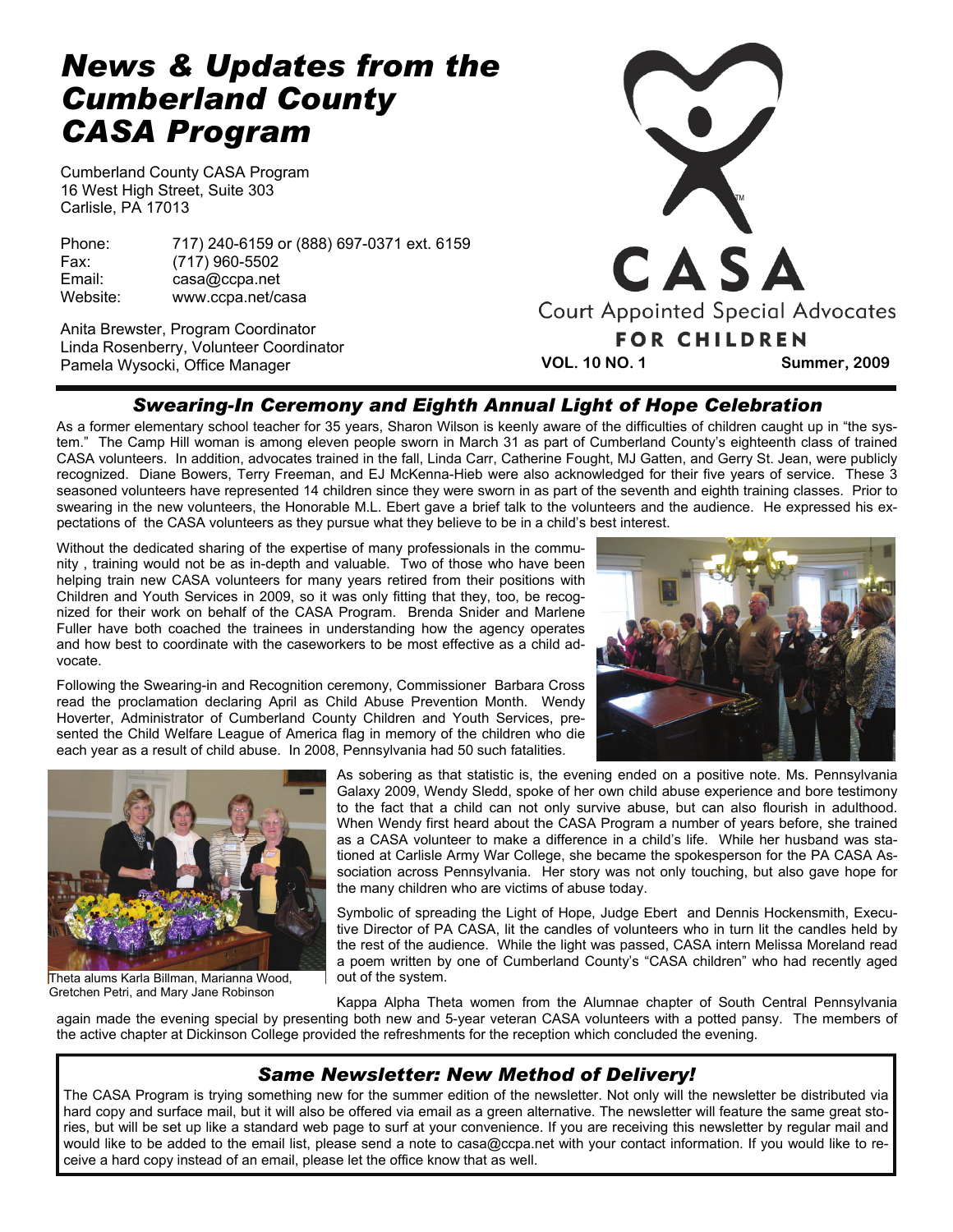# News & Updates from the Cumberland County CASA Program

Cumberland County CASA Program
16 West High Street, Suite 303
Carlisle, PA 17013

Phone: 717) 240-6159 or (888) 697-0371 ext. 6159
Fax: (717) 960-5502
Email: casa@ccpa.net
Website: www.ccpa.net/casa

Anita Brewster, Program Coordinator
Linda Rosenberry, Volunteer Coordinator
Pamela Wysocki, Office Manager

CASA
Court Appointed Special Advocates
FOR CHILDREN

VOL. 10 NO. 1 Summer, 2009

## Swearing-In Ceremony and Eighth Annual Light of Hope Celebration

As a former elementary school teacher for 35 years, Sharon Wilson is keenly aware of the difficulties of children caught up in "the system." The Camp Hill woman is among eleven people sworn in March 31 as part of Cumberland County's eighteenth class of trained CASA volunteers. In addition, advocates trained in the fall, Linda Carr, Catherine Fought, MJ Gatten, and Gerry St. Jean, were publicly recognized. Diane Bowers, Terry Freeman, and EJ McKenna-Hieb were also acknowledged for their five years of service. These 3 seasoned volunteers have represented 14 children since they were sworn in as part of the seventh and eighth training classes. Prior to swearing in the new volunteers, the Honorable M.L. Ebert gave a brief talk to the volunteers and the audience. He expressed his expectations of the CASA volunteers as they pursue what they believe to be in a child's best interest.

Without the dedicated sharing of the expertise of many professionals in the community , training would not be as in-depth and valuable. Two of those who have been helping train new CASA volunteers for many years retired from their positions with Children and Youth Services in 2009, so it was only fitting that they, too, be recognized for their work on behalf of the CASA Program. Brenda Snider and Marlene Fuller have both coached the trainees in understanding how the agency operates and how best to coordinate with the caseworkers to be most effective as a child advocate.

Following the Swearing-in and Recognition ceremony, Commissioner Barbara Cross read the proclamation declaring April as Child Abuse Prevention Month. Wendy Hoverter, Administrator of Cumberland County Children and Youth Services, presented the Child Welfare League of America flag in memory of the children who die each year as a result of child abuse. In 2008, Pennsylvania had 50 such fatalities.

Theta alums Karla Billman, Marianna Wood, Gretchen Petri, and Mary Jane Robinson

As sobering as that statistic is, the evening ended on a positive note. Ms. Pennsylvania Galaxy 2009, Wendy Sledd, spoke of her own child abuse experience and bore testimony to the fact that a child can not only survive abuse, but can also flourish in adulthood. When Wendy first heard about the CASA Program a number of years before, she trained as a CASA volunteer to make a difference in a child's life. While her husband was stationed at Carlisle Army War College, she became the spokesperson for the PA CASA Association across Pennsylvania. Her story was not only touching, but also gave hope for the many children who are victims of abuse today.

Symbolic of spreading the Light of Hope, Judge Ebert and Dennis Hockensmith, Executive Director of PA CASA, lit the candles of volunteers who in turn lit the candles held by the rest of the audience. While the light was passed, CASA intern Melissa Moreland read a poem written by one of Cumberland County's "CASA children" who had recently aged out of the system.

Kappa Alpha Theta women from the Alumnae chapter of South Central Pennsylvania again made the evening special by presenting both new and 5-year veteran CASA volunteers with a potted pansy. The members of the active chapter at Dickinson College provided the refreshments for the reception which concluded the evening.

## Same Newsletter: New Method of Delivery!

The CASA Program is trying something new for the summer edition of the newsletter. Not only will the newsletter be distributed via hard copy and surface mail, but it will also be offered via email as a green alternative. The newsletter will feature the same great stories, but will be set up like a standard web page to surf at your convenience. If you are receiving this newsletter by regular mail and would like to be added to the email list, please send a note to casa@ccpa.net with your contact information. If you would like to receive a hard copy instead of an email, please let the office know that as well.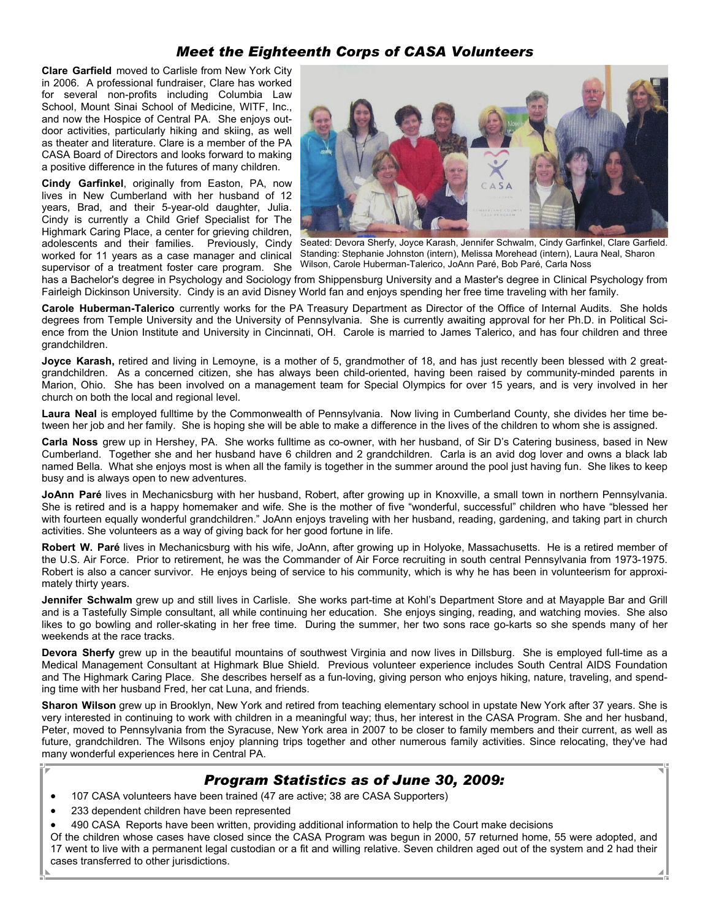## *Meet the Eighteenth Corps of CASA Volunteers*

**Clare Garfield** moved to Carlisle from New York City in 2006. A professional fundraiser, Clare has worked for several non-profits including Columbia Law School, Mount Sinai School of Medicine, WITF, Inc., and now the Hospice of Central PA. She enjoys outdoor activities, particularly hiking and skiing, as well as theater and literature. Clare is a member of the PA CASA Board of Directors and looks forward to making a positive difference in the futures of many children.

Seated: Devora Sherfy, Joyce Karash, Jennifer Schwalm, Cindy Garfinkel, Clare Garfield. Standing: Stephanie Johnston (intern), Melissa Morehead (intern), Laura Neal, Sharon Wilson, Carole Huberman-Talerico, JoAnn Paré, Bob Paré, Carla Noss

**Cindy Garfinkel**, originally from Easton, PA, now lives in New Cumberland with her husband of 12 years, Brad, and their 5-year-old daughter, Julia. Cindy is currently a Child Grief Specialist for The Highmark Caring Place, a center for grieving children, adolescents and their families. Previously, Cindy worked for 11 years as a case manager and clinical supervisor of a treatment foster care program. She has a Bachelor's degree in Psychology and Sociology from Shippensburg University and a Master's degree in Clinical Psychology from Fairleigh Dickinson University. Cindy is an avid Disney World fan and enjoys spending her free time traveling with her family.

**Carole Huberman-Talerico** currently works for the PA Treasury Department as Director of the Office of Internal Audits. She holds degrees from Temple University and the University of Pennsylvania. She is currently awaiting approval for her Ph.D. in Political Science from the Union Institute and University in Cincinnati, OH. Carole is married to James Talerico, and has four children and three grandchildren.

**Joyce Karash,** retired and living in Lemoyne, is a mother of 5, grandmother of 18, and has just recently been blessed with 2 great-grandchildren. As a concerned citizen, she has always been child-oriented, having been raised by community-minded parents in Marion, Ohio. She has been involved on a management team for Special Olympics for over 15 years, and is very involved in her church on both the local and regional level.

**Laura Neal** is employed fulltime by the Commonwealth of Pennsylvania. Now living in Cumberland County, she divides her time between her job and her family. She is hoping she will be able to make a difference in the lives of the children to whom she is assigned.

**Carla Noss** grew up in Hershey, PA. She works fulltime as co-owner, with her husband, of Sir D's Catering business, based in New Cumberland. Together she and her husband have 6 children and 2 grandchildren. Carla is an avid dog lover and owns a black lab named Bella. What she enjoys most is when all the family is together in the summer around the pool just having fun. She likes to keep busy and is always open to new adventures.

**JoAnn Paré** lives in Mechanicsburg with her husband, Robert, after growing up in Knoxville, a small town in northern Pennsylvania. She is retired and is a happy homemaker and wife. She is the mother of five "wonderful, successful" children who have "blessed her with fourteen equally wonderful grandchildren." JoAnn enjoys traveling with her husband, reading, gardening, and taking part in church activities. She volunteers as a way of giving back for her good fortune in life.

**Robert W. Paré** lives in Mechanicsburg with his wife, JoAnn, after growing up in Holyoke, Massachusetts. He is a retired member of the U.S. Air Force. Prior to retirement, he was the Commander of Air Force recruiting in south central Pennsylvania from 1973-1975. Robert is also a cancer survivor. He enjoys being of service to his community, which is why he has been in volunteerism for approximately thirty years.

**Jennifer Schwalm** grew up and still lives in Carlisle. She works part-time at Kohl's Department Store and at Mayapple Bar and Grill and is a Tastefully Simple consultant, all while continuing her education. She enjoys singing, reading, and watching movies. She also likes to go bowling and roller-skating in her free time. During the summer, her two sons race go-karts so she spends many of her weekends at the race tracks.

**Devora Sherfy** grew up in the beautiful mountains of southwest Virginia and now lives in Dillsburg. She is employed full-time as a Medical Management Consultant at Highmark Blue Shield. Previous volunteer experience includes South Central AIDS Foundation and The Highmark Caring Place. She describes herself as a fun-loving, giving person who enjoys hiking, nature, traveling, and spending time with her husband Fred, her cat Luna, and friends.

**Sharon Wilson** grew up in Brooklyn, New York and retired from teaching elementary school in upstate New York after 37 years. She is very interested in continuing to work with children in a meaningful way; thus, her interest in the CASA Program. She and her husband, Peter, moved to Pennsylvania from the Syracuse, New York area in 2007 to be closer to family members and their current, as well as future, grandchildren. The Wilsons enjoy planning trips together and other numerous family activities. Since relocating, they've had many wonderful experiences here in Central PA.

## *Program Statistics as of June 30, 2009:*

- 107 CASA volunteers have been trained (47 are active; 38 are CASA Supporters)
- 233 dependent children have been represented
- 490 CASA Reports have been written, providing additional information to help the Court make decisions

Of the children whose cases have closed since the CASA Program was begun in 2000, 57 returned home, 55 were adopted, and 17 went to live with a permanent legal custodian or a fit and willing relative. Seven children aged out of the system and 2 had their cases transferred to other jurisdictions.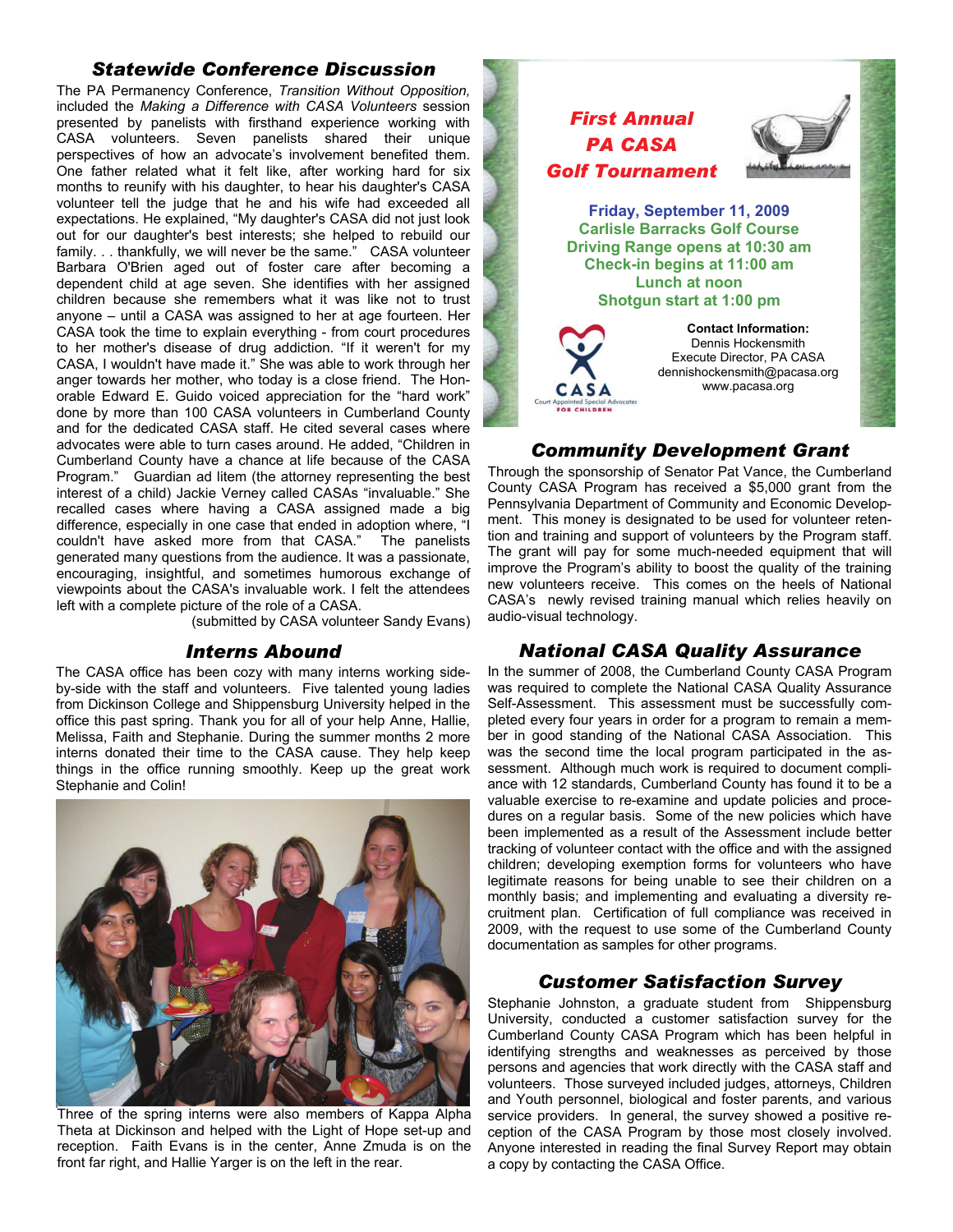## *Statewide Conference Discussion*

The PA Permanency Conference, *Transition Without Opposition,* included the *Making a Difference with CASA Volunteers* session presented by panelists with firsthand experience working with CASA volunteers. Seven panelists shared their unique perspectives of how an advocate's involvement benefited them. One father related what it felt like, after working hard for six months to reunify with his daughter, to hear his daughter's CASA volunteer tell the judge that he and his wife had exceeded all expectations. He explained, "My daughter's CASA did not just look out for our daughter's best interests; she helped to rebuild our family. . . thankfully, we will never be the same." CASA volunteer Barbara O'Brien aged out of foster care after becoming a dependent child at age seven. She identifies with her assigned children because she remembers what it was like not to trust anyone – until a CASA was assigned to her at age fourteen. Her CASA took the time to explain everything - from court procedures to her mother's disease of drug addiction. "If it weren't for my CASA, I wouldn't have made it." She was able to work through her anger towards her mother, who today is a close friend. The Honorable Edward E. Guido voiced appreciation for the "hard work" done by more than 100 CASA volunteers in Cumberland County and for the dedicated CASA staff. He cited several cases where advocates were able to turn cases around. He added, "Children in Cumberland County have a chance at life because of the CASA Program." Guardian ad litem (the attorney representing the best interest of a child) Jackie Verney called CASAs "invaluable." She recalled cases where having a CASA assigned made a big difference, especially in one case that ended in adoption where, "I couldn't have asked more from that CASA." The panelists generated many questions from the audience. It was a passionate, encouraging, insightful, and sometimes humorous exchange of viewpoints about the CASA's invaluable work. I felt the attendees left with a complete picture of the role of a CASA.

(submitted by CASA volunteer Sandy Evans)

## *Interns Abound*

The CASA office has been cozy with many interns working side-by-side with the staff and volunteers. Five talented young ladies from Dickinson College and Shippensburg University helped in the office this past spring. Thank you for all of your help Anne, Hallie, Melissa, Faith and Stephanie. During the summer months 2 more interns donated their time to the CASA cause. They help keep things in the office running smoothly. Keep up the great work Stephanie and Colin!

Three of the spring interns were also members of Kappa Alpha Theta at Dickinson and helped with the Light of Hope set-up and reception. Faith Evans is in the center, Anne Zmuda is on the front far right, and Hallie Yarger is on the left in the rear.

## *First Annual PA CASA Golf Tournament*

**Friday, September 11, 2009**
**Carlisle Barracks Golf Course**
**Driving Range opens at 10:30 am**
**Check-in begins at 11:00 am**
**Lunch at noon**
**Shotgun start at 1:00 pm**

CASA Court Appointed Special Advocates FOR CHILDREN

**Contact Information:**
Dennis Hockensmith
Execute Director, PA CASA
dennishockensmith@pacasa.org
www.pacasa.org

## *Community Development Grant*

Through the sponsorship of Senator Pat Vance, the Cumberland County CASA Program has received a $5,000 grant from the Pennsylvania Department of Community and Economic Development. This money is designated to be used for volunteer retention and training and support of volunteers by the Program staff. The grant will pay for some much-needed equipment that will improve the Program's ability to boost the quality of the training new volunteers receive. This comes on the heels of National CASA's newly revised training manual which relies heavily on audio-visual technology.

## *National CASA Quality Assurance*

In the summer of 2008, the Cumberland County CASA Program was required to complete the National CASA Quality Assurance Self-Assessment. This assessment must be successfully completed every four years in order for a program to remain a member in good standing of the National CASA Association. This was the second time the local program participated in the assessment. Although much work is required to document compliance with 12 standards, Cumberland County has found it to be a valuable exercise to re-examine and update policies and procedures on a regular basis. Some of the new policies which have been implemented as a result of the Assessment include better tracking of volunteer contact with the office and with the assigned children; developing exemption forms for volunteers who have legitimate reasons for being unable to see their children on a monthly basis; and implementing and evaluating a diversity recruitment plan. Certification of full compliance was received in 2009, with the request to use some of the Cumberland County documentation as samples for other programs.

## *Customer Satisfaction Survey*

Stephanie Johnston, a graduate student from Shippensburg University, conducted a customer satisfaction survey for the Cumberland County CASA Program which has been helpful in identifying strengths and weaknesses as perceived by those persons and agencies that work directly with the CASA staff and volunteers. Those surveyed included judges, attorneys, Children and Youth personnel, biological and foster parents, and various service providers. In general, the survey showed a positive reception of the CASA Program by those most closely involved. Anyone interested in reading the final Survey Report may obtain a copy by contacting the CASA Office.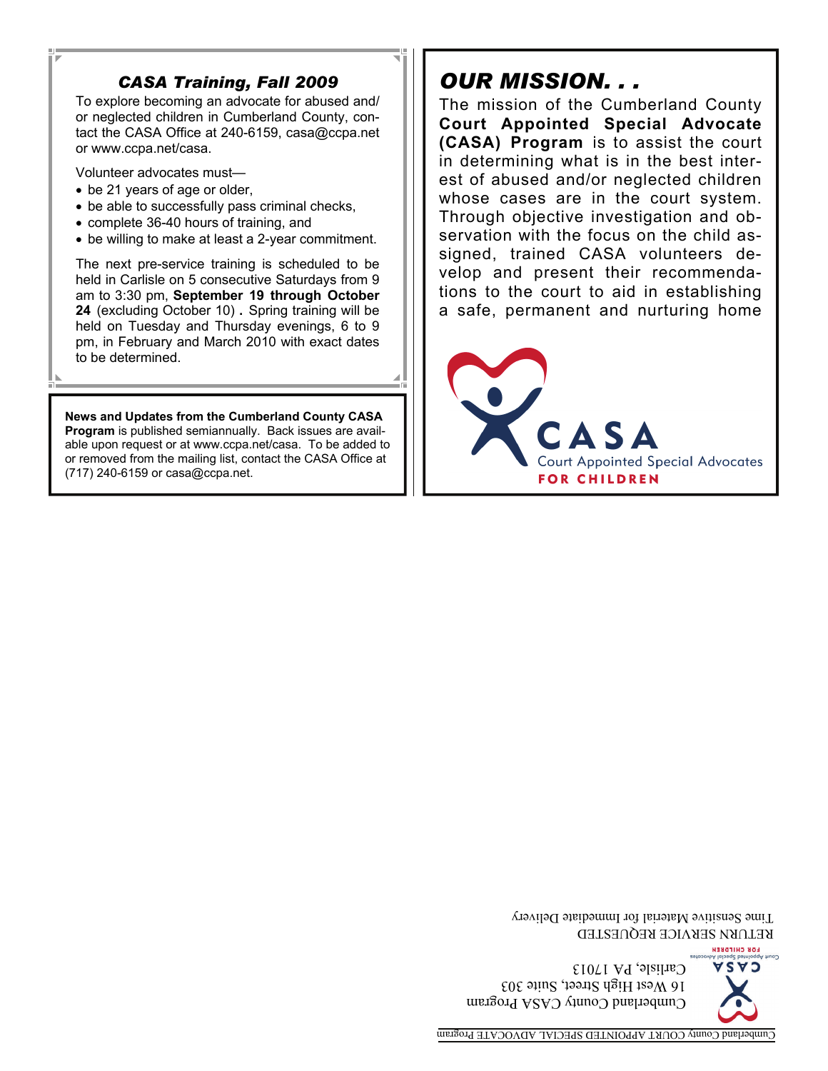### *CASA Training, Fall 2009*

To explore becoming an advocate for abused and/or neglected children in Cumberland County, contact the CASA Office at 240-6159, casa@ccpa.net or www.ccpa.net/casa.

Volunteer advocates must—

- be 21 years of age or older,
- be able to successfully pass criminal checks,
- complete 36-40 hours of training, and
- be willing to make at least a 2-year commitment.

The next pre-service training is scheduled to be held in Carlisle on 5 consecutive Saturdays from 9 am to 3:30 pm, **September 19 through October 24** (excluding October 10) **.** Spring training will be held on Tuesday and Thursday evenings, 6 to 9 pm, in February and March 2010 with exact dates to be determined.

**News and Updates from the Cumberland County CASA Program** is published semiannually. Back issues are available upon request or at www.ccpa.net/casa. To be added to or removed from the mailing list, contact the CASA Office at (717) 240-6159 or casa@ccpa.net.

## *OUR MISSION. . .*

The mission of the Cumberland County **Court Appointed Special Advocate (CASA) Program** is to assist the court in determining what is in the best interest of abused and/or neglected children whose cases are in the court system. Through objective investigation and observation with the focus on the child assigned, trained CASA volunteers develop and present their recommendations to the court to aid in establishing a safe, permanent and nurturing home

CASA
Court Appointed Special Advocates
FOR CHILDREN

Cumberland County COURT APPOINTED SPECIAL ADVOCATE Program

Cumberland County CASA Program
16 West High Street, Suite 303
Carlisle, PA 17013

RETURN SERVICE REQUESTED
Time Sensitive Material for Immediate Delivery